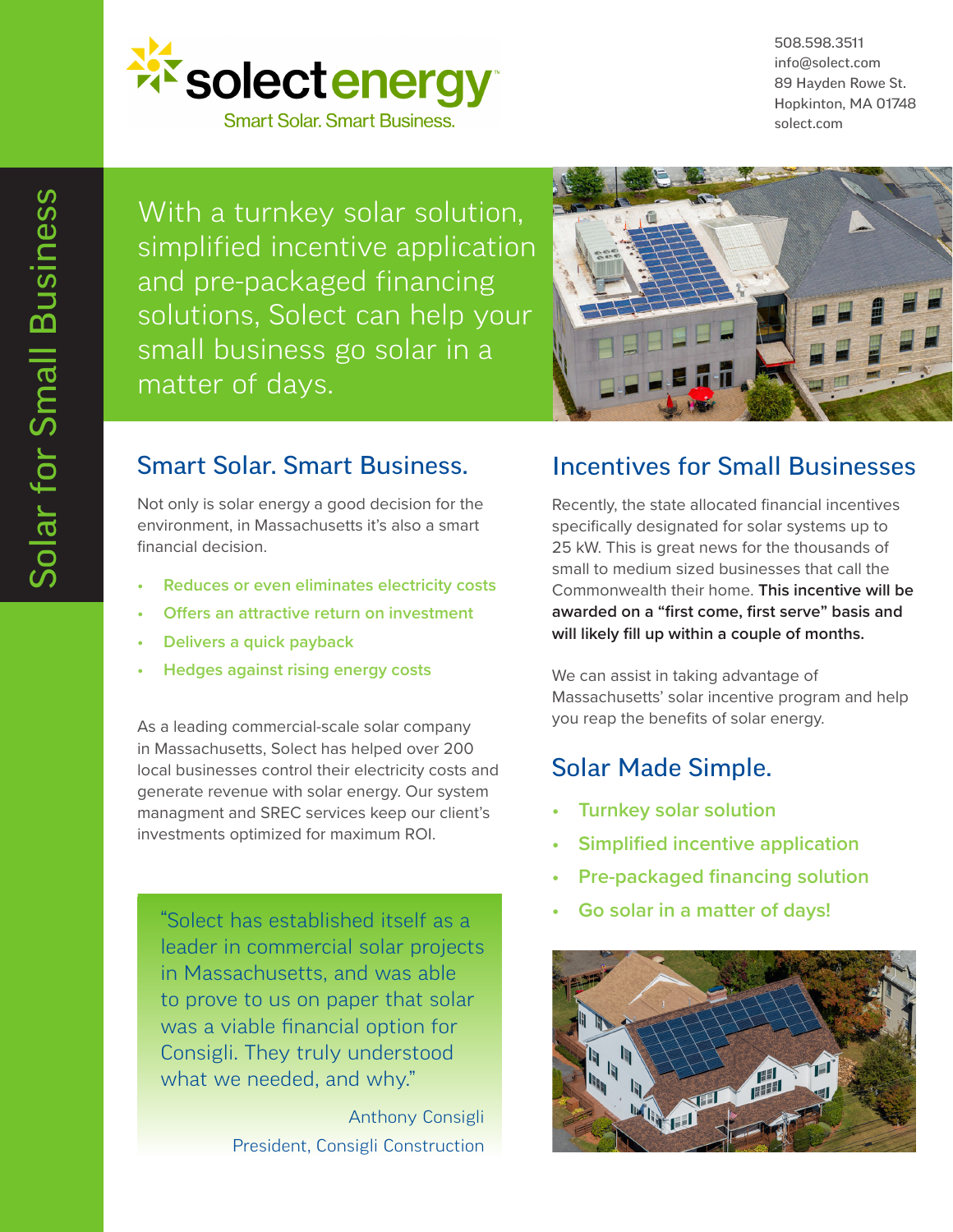# solect energy

Smart Solar. Smart Business.

508.598.3511
info@solect.com
89 Hayden Rowe St.
Hopkinton, MA 01748
solect.com

Solar for Small Business

With a turnkey solar solution, simplified incentive application and pre-packaged financing solutions, Solect can help your small business go solar in a matter of days.

## Smart Solar. Smart Business.

Not only is solar energy a good decision for the environment, in Massachusetts it's also a smart financial decision.

- **Reduces or even eliminates electricity costs**
- **Offers an attractive return on investment**
- **Delivers a quick payback**
- **Hedges against rising energy costs**

As a leading commercial-scale solar company in Massachusetts, Solect has helped over 200 local businesses control their electricity costs and generate revenue with solar energy. Our system managment and SREC services keep our client's investments optimized for maximum ROI.

> "Solect has established itself as a leader in commercial solar projects in Massachusetts, and was able to prove to us on paper that solar was a viable financial option for Consigli. They truly understood what we needed, and why."
>
> Anthony Consigli
> President, Consigli Construction

## Incentives for Small Businesses

Recently, the state allocated financial incentives specifically designated for solar systems up to 25 kW. This is great news for the thousands of small to medium sized businesses that call the Commonwealth their home. **This incentive will be awarded on a "first come, first serve" basis and will likely fill up within a couple of months.**

We can assist in taking advantage of Massachusetts' solar incentive program and help you reap the benefits of solar energy.

## Solar Made Simple.

- **Turnkey solar solution**
- **Simplified incentive application**
- **Pre-packaged financing solution**
- **Go solar in a matter of days!**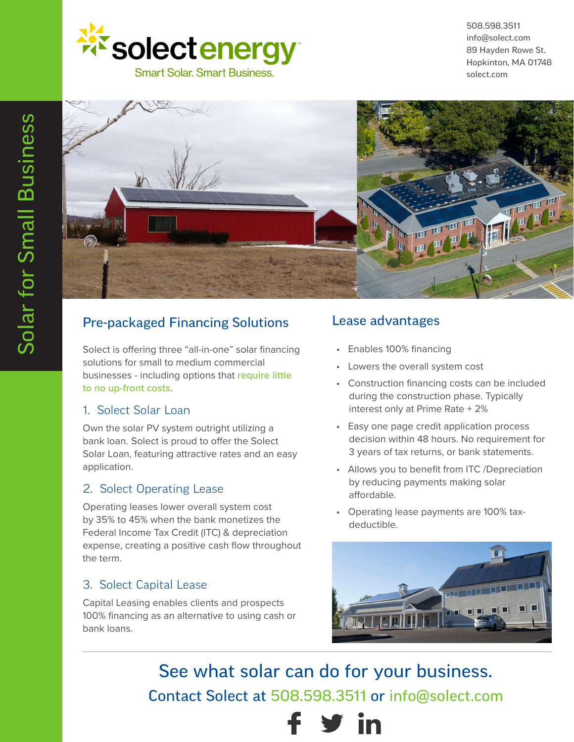solectenergy

Smart Solar. Smart Business.

508.598.3511
info@solect.com
89 Hayden Rowe St.
Hopkinton, MA 01748
solect.com

Solar for Small Business

## Pre-packaged Financing Solutions

Solect is offering three “all-in-one” solar financing solutions for small to medium commercial businesses - including options that require little to no up-front costs.

### 1. Select Solar Loan

Own the solar PV system outright utilizing a bank loan. Solect is proud to offer the Select Solar Loan, featuring attractive rates and an easy application.

### 2. Select Operating Lease

Operating leases lower overall system cost by 35% to 45% when the bank monetizes the Federal Income Tax Credit (ITC) & depreciation expense, creating a positive cash flow throughout the term.

### 3. Select Capital Lease

Capital Leasing enables clients and prospects 100% financing as an alternative to using cash or bank loans.

## Lease advantages

- Enables 100% financing
- Lowers the overall system cost
- Construction financing costs can be included during the construction phase. Typically interest only at Prime Rate + 2%
- Easy one page credit application process decision within 48 hours. No requirement for 3 years of tax returns, or bank statements.
- Allows you to benefit from ITC /Depreciation by reducing payments making solar affordable.
- Operating lease payments are 100% tax-deductible.

## See what solar can do for your business.

Contact Solect at 508.598.3511 or info@solect.com